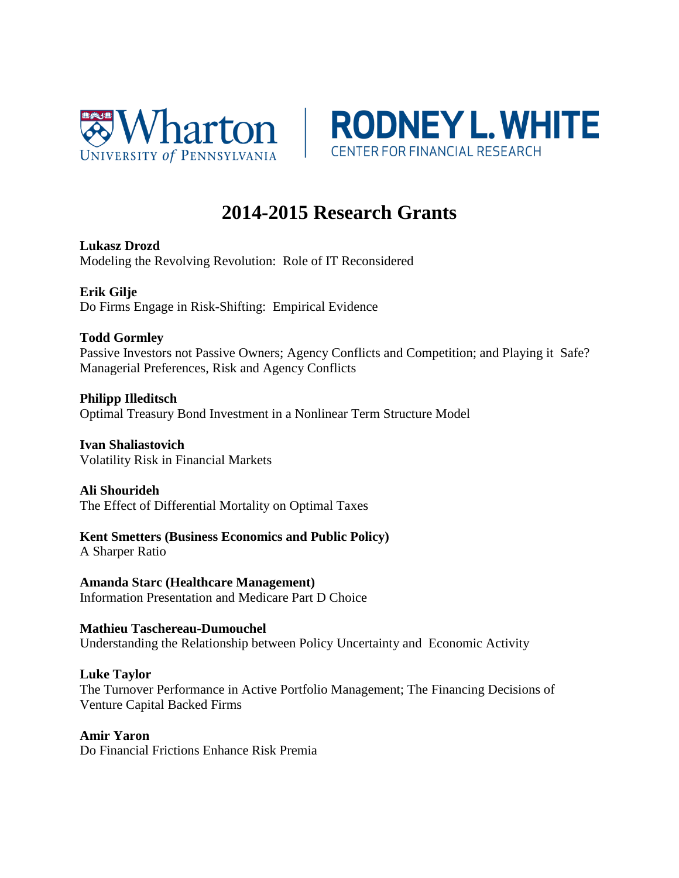Wharton
UNIVERSITY of PENNSYLVANIA

RODNEY L. WHITE
CENTER FOR FINANCIAL RESEARCH

# 2014-2015 Research Grants

**Lukasz Drozd**
Modeling the Revolving Revolution: Role of IT Reconsidered

**Erik Gilje**
Do Firms Engage in Risk-Shifting: Empirical Evidence

**Todd Gormley**
Passive Investors not Passive Owners; Agency Conflicts and Competition; and Playing it Safe? Managerial Preferences, Risk and Agency Conflicts

**Philipp Illeditsch**
Optimal Treasury Bond Investment in a Nonlinear Term Structure Model

**Ivan Shaliastovich**
Volatility Risk in Financial Markets

**Ali Shourideh**
The Effect of Differential Mortality on Optimal Taxes

**Kent Smetters (Business Economics and Public Policy)**
A Sharper Ratio

**Amanda Starc (Healthcare Management)**
Information Presentation and Medicare Part D Choice

**Mathieu Taschereau-Dumouchel**
Understanding the Relationship between Policy Uncertainty and Economic Activity

**Luke Taylor**
The Turnover Performance in Active Portfolio Management; The Financing Decisions of Venture Capital Backed Firms

**Amir Yaron**
Do Financial Frictions Enhance Risk Premia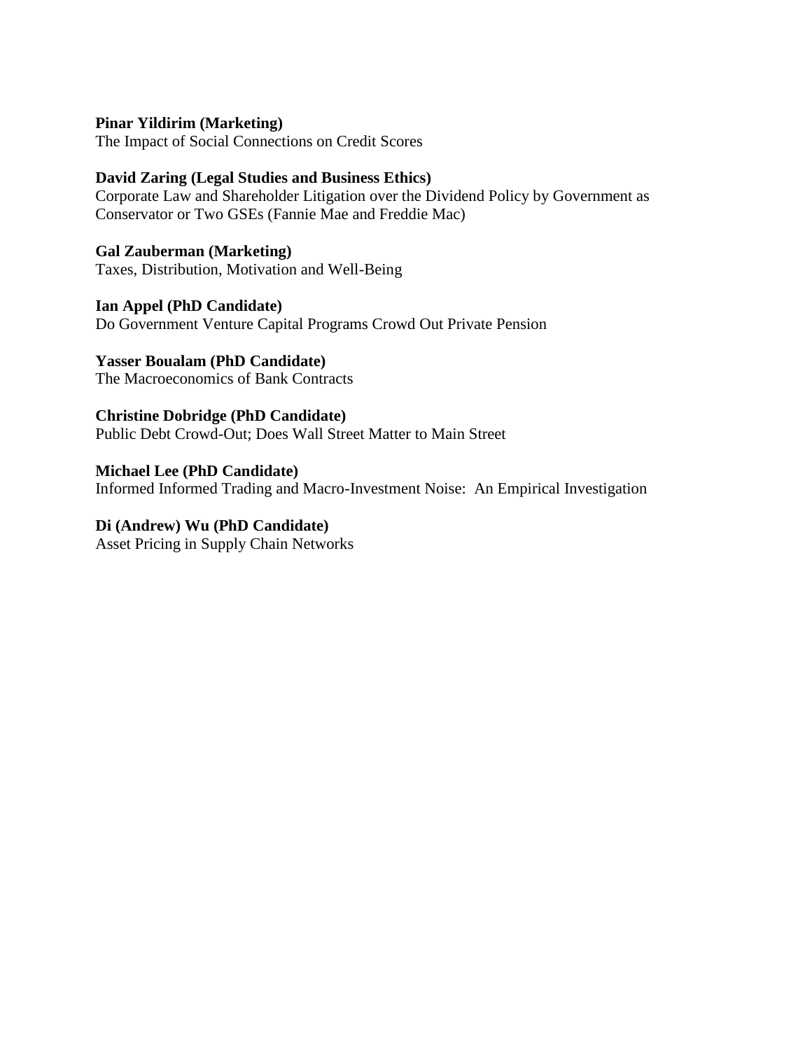**Pinar Yildirim (Marketing)**
The Impact of Social Connections on Credit Scores

**David Zaring (Legal Studies and Business Ethics)**
Corporate Law and Shareholder Litigation over the Dividend Policy by Government as Conservator or Two GSEs (Fannie Mae and Freddie Mac)

**Gal Zauberman (Marketing)**
Taxes, Distribution, Motivation and Well-Being

**Ian Appel (PhD Candidate)**
Do Government Venture Capital Programs Crowd Out Private Pension

**Yasser Boualam (PhD Candidate)**
The Macroeconomics of Bank Contracts

**Christine Dobridge (PhD Candidate)**
Public Debt Crowd-Out; Does Wall Street Matter to Main Street

**Michael Lee (PhD Candidate)**
Informed Informed Trading and Macro-Investment Noise: An Empirical Investigation

**Di (Andrew) Wu (PhD Candidate)**
Asset Pricing in Supply Chain Networks